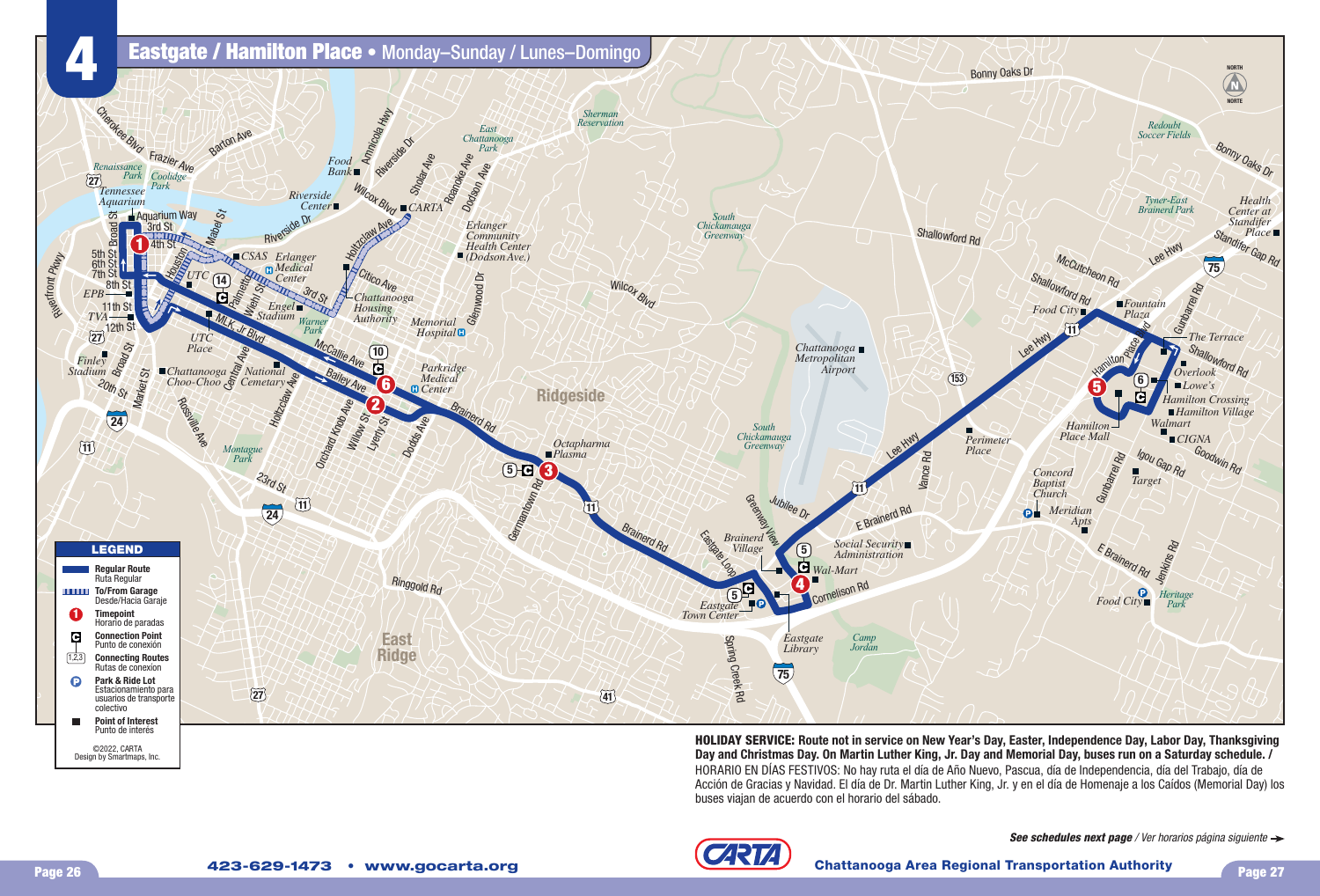# 4 Eastgate / Hamilton Place • Monday–Sunday / Lunes–Domingo

## LEGEND

- **Regular Route** — Ruta Regular
- **To/From Garage** — Desde/Hacia Garaje
- **Timepoint** — Horario de paradas
- **Connection Point** — Punto de conexión
- **Connecting Routes** — Rutas de conexion
- **Park & Ride Lot** — Estacionamiento para usuarios de transporte colectivo
- **Point of Interest** — Punto de interés

©2022, CARTA
Design by Smartmaps, Inc.

**HOLIDAY SERVICE: Route not in service on New Year's Day, Easter, Independence Day, Labor Day, Thanksgiving Day and Christmas Day. On Martin Luther King, Jr. Day and Memorial Day, buses run on a Saturday schedule. /**
HORARIO EN DÍAS FESTIVOS: No hay ruta el día de Año Nuevo, Pascua, día de Independencia, día del Trabajo, día de Acción de Gracias y Navidad. El día de Dr. Martin Luther King, Jr. y en el día de Homenaje a los Caídos (Memorial Day) los buses viajan de acuerdo con el horario del sábado.

***See schedules next page*** */ Ver horarios página siguiente* →

423-629-1473 • www.gocarta.org

CARTA — Chattanooga Area Regional Transportation Authority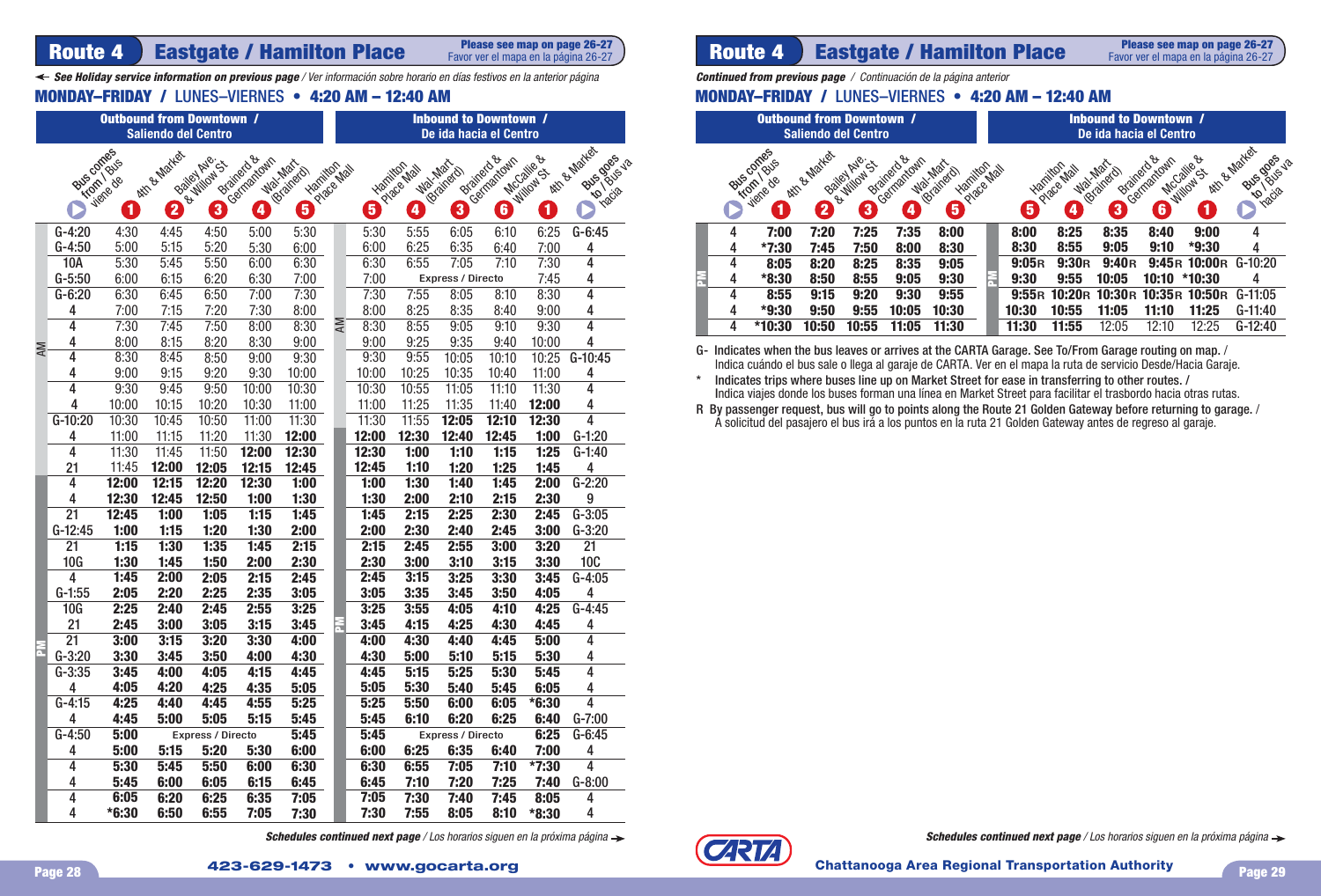## Route 4 Eastgate / Hamilton Place

Please see map on page 26-27 / Favor ver el mapa en la página 26-27

*See Holiday service information on previous page / Ver información sobre horario en días festivos en la anterior página*

### MONDAY–FRIDAY / LUNES–VIERNES • 4:20 AM – 12:40 AM

| | Outbound from Downtown / Saliendo del Centro | | | | | | Inbound to Downtown / De ida hacia el Centro | | | | | |
|---|---|---|---|---|---|---|---|---|---|---|---|---|
| | Bus comes from / Bus viene de | 1 4th & Market | 2 Bailey Ave. & Willow St | 3 Brainerd & Germantown | 4 Wal-Mart (Brainerd) | 5 Hamilton Place Mall | 5 Hamilton Place Mall | 4 Wal-Mart (Brainerd) | 3 Brainerd & Germantown | 6 McCallie & Willow St | 1 4th & Market | Bus goes to / Bus va hacia |
| AM | G-4:20 | 4:30 | 4:45 | 4:50 | 5:00 | 5:30 | 5:30 | 5:55 | 6:05 | 6:10 | 6:25 | G-6:45 |
| AM | G-4:50 | 5:00 | 5:15 | 5:20 | 5:30 | 6:00 | 6:00 | 6:25 | 6:35 | 6:40 | 7:00 | 4 |
| AM | 10A | 5:30 | 5:45 | 5:50 | 6:00 | 6:30 | 6:30 | 6:55 | 7:05 | 7:10 | 7:30 | 4 |
| AM | G-5:50 | 6:00 | 6:15 | 6:20 | 6:30 | 7:00 | 7:00 | Express / Directo | | | 7:45 | 4 |
| AM | G-6:20 | 6:30 | 6:45 | 6:50 | 7:00 | 7:30 | 7:30 | 7:55 | 8:05 | 8:10 | 8:30 | 4 |
| AM | 4 | 7:00 | 7:15 | 7:20 | 7:30 | 8:00 | 8:00 | 8:25 | 8:35 | 8:40 | 9:00 | 4 |
| AM | 4 | 7:30 | 7:45 | 7:50 | 8:00 | 8:30 | 8:30 | 8:55 | 9:05 | 9:10 | 9:30 | 4 |
| AM | 4 | 8:00 | 8:15 | 8:20 | 8:30 | 9:00 | 9:00 | 9:25 | 9:35 | 9:40 | 10:00 | 4 |
| AM | 4 | 8:30 | 8:45 | 8:50 | 9:00 | 9:30 | 9:30 | 9:55 | 10:05 | 10:10 | 10:25 | G-10:45 |
| AM | 4 | 9:00 | 9:15 | 9:20 | 9:30 | 10:00 | 10:00 | 10:25 | 10:35 | 10:40 | 11:00 | 4 |
| AM | 4 | 9:30 | 9:45 | 9:50 | 10:00 | 10:30 | 10:30 | 10:55 | 11:05 | 11:10 | 11:30 | 4 |
| AM | 4 | 10:00 | 10:15 | 10:20 | 10:30 | 11:00 | 11:00 | 11:25 | 11:35 | 11:40 | 12:00 | 4 |
| AM | G-10:20 | 10:30 | 10:45 | 10:50 | 11:00 | 11:30 | 11:30 | 11:55 | 12:05 | 12:10 | 12:30 | 4 |
| AM | 4 | 11:00 | 11:15 | 11:20 | 11:30 | 12:00 | 12:00 | 12:30 | 12:40 | 12:45 | 1:00 | G-1:20 |
| AM | 4 | 11:30 | 11:45 | 11:50 | 12:00 | 12:30 | 12:30 | 1:00 | 1:10 | 1:15 | 1:25 | G-1:40 |
| AM | 21 | 11:45 | 12:00 | 12:05 | 12:15 | 12:45 | 12:45 | 1:10 | 1:20 | 1:25 | 1:45 | 4 |
| PM | 4 | 12:00 | 12:15 | 12:20 | 12:30 | 1:00 | 1:00 | 1:30 | 1:40 | 1:45 | 2:00 | G-2:20 |
| PM | 4 | 12:30 | 12:45 | 12:50 | 1:00 | 1:30 | 1:30 | 2:00 | 2:10 | 2:15 | 2:30 | 9 |
| PM | 21 | 12:45 | 1:00 | 1:05 | 1:15 | 1:45 | 1:45 | 2:15 | 2:25 | 2:30 | 2:45 | G-3:05 |
| PM | G-12:45 | 1:00 | 1:15 | 1:20 | 1:30 | 2:00 | 2:00 | 2:30 | 2:40 | 2:45 | 3:00 | G-3:20 |
| PM | 21 | 1:15 | 1:30 | 1:35 | 1:45 | 2:15 | 2:15 | 2:45 | 2:55 | 3:00 | 3:20 | 21 |
| PM | 10G | 1:30 | 1:45 | 1:50 | 2:00 | 2:30 | 2:30 | 3:00 | 3:10 | 3:15 | 3:30 | 10C |
| PM | 4 | 1:45 | 2:00 | 2:05 | 2:15 | 2:45 | 2:45 | 3:15 | 3:25 | 3:30 | 3:45 | G-4:05 |
| PM | G-1:55 | 2:05 | 2:20 | 2:25 | 2:35 | 3:05 | 3:05 | 3:35 | 3:45 | 3:50 | 4:05 | 4 |
| PM | 10G | 2:25 | 2:40 | 2:45 | 2:55 | 3:25 | 3:25 | 3:55 | 4:05 | 4:10 | 4:25 | G-4:45 |
| PM | 21 | 2:45 | 3:00 | 3:05 | 3:15 | 3:45 | 3:45 | 4:15 | 4:25 | 4:30 | 4:45 | 4 |
| PM | 21 | 3:00 | 3:15 | 3:20 | 3:30 | 4:00 | 4:00 | 4:30 | 4:40 | 4:45 | 5:00 | 4 |
| PM | G-3:20 | 3:30 | 3:45 | 3:50 | 4:00 | 4:30 | 4:30 | 5:00 | 5:10 | 5:15 | 5:30 | 4 |
| PM | G-3:35 | 3:45 | 4:00 | 4:05 | 4:15 | 4:45 | 4:45 | 5:15 | 5:25 | 5:30 | 5:45 | 4 |
| PM | 4 | 4:05 | 4:20 | 4:25 | 4:35 | 5:05 | 5:05 | 5:30 | 5:40 | 5:45 | 6:05 | 4 |
| PM | G-4:15 | 4:25 | 4:40 | 4:45 | 4:55 | 5:25 | 5:25 | 5:50 | 6:00 | 6:05 | *6:30 | 4 |
| PM | 4 | 4:45 | 5:00 | 5:05 | 5:15 | 5:45 | 5:45 | 6:10 | 6:20 | 6:25 | 6:40 | G-7:00 |
| PM | G-4:50 | 5:00 | Express / Directo | | | 5:45 | 5:45 | Express / Directo | | | 6:25 | G-6:45 |
| PM | 4 | 5:00 | 5:15 | 5:20 | 5:30 | 6:00 | 6:00 | 6:25 | 6:35 | 6:40 | 7:00 | 4 |
| PM | 4 | 5:30 | 5:45 | 5:50 | 6:00 | 6:30 | 6:30 | 6:55 | 7:05 | 7:10 | *7:30 | 4 |
| PM | 4 | 5:45 | 6:00 | 6:05 | 6:15 | 6:45 | 6:45 | 7:10 | 7:20 | 7:25 | 7:40 | G-8:00 |
| PM | 4 | 6:05 | 6:20 | 6:25 | 6:35 | 7:05 | 7:05 | 7:30 | 7:40 | 7:45 | 8:05 | 4 |
| PM | 4 | *6:30 | 6:50 | 6:55 | 7:05 | 7:30 | 7:30 | 7:55 | 8:05 | 8:10 | *8:30 | 4 |

*Schedules continued next page / Los horarios siguen en la próxima página*

## Route 4 Eastgate / Hamilton Place

Please see map on page 26-27 / Favor ver el mapa en la página 26-27

*Continued from previous page / Continuación de la página anterior*

### MONDAY–FRIDAY / LUNES–VIERNES • 4:20 AM – 12:40 AM

| | Outbound from Downtown / Saliendo del Centro | | | | | | Inbound to Downtown / De ida hacia el Centro | | | | | |
|---|---|---|---|---|---|---|---|---|---|---|---|---|
| | Bus comes from / Bus viene de | 1 4th & Market | 2 Bailey Ave. & Willow St | 3 Brainerd & Germantown | 4 Wal-Mart (Brainerd) | 5 Hamilton Place Mall | 5 Hamilton Place Mall | 4 Wal-Mart (Brainerd) | 3 Brainerd & Germantown | 6 McCallie & Willow St | 1 4th & Market | Bus goes to / Bus va hacia |
| PM | 4 | 7:00 | 7:20 | 7:25 | 7:35 | 8:00 | 8:00 | 8:25 | 8:35 | 8:40 | 9:00 | 4 |
| PM | 4 | *7:30 | 7:45 | 7:50 | 8:00 | 8:30 | 8:30 | 8:55 | 9:05 | 9:10 | *9:30 | 4 |
| PM | 4 | 8:05 | 8:20 | 8:25 | 8:35 | 9:05 | 9:05R | 9:30R | 9:40R | 9:45R | 10:00R | G-10:20 |
| PM | 4 | *8:30 | 8:50 | 8:55 | 9:05 | 9:30 | 9:30 | 9:55 | 10:05 | 10:10 | *10:30 | 4 |
| PM | 4 | 8:55 | 9:15 | 9:20 | 9:30 | 9:55 | 9:55R | 10:20R | 10:30R | 10:35R | 10:50R | G-11:05 |
| PM | 4 | *9:30 | 9:50 | 9:55 | 10:05 | 10:30 | 10:30 | 10:55 | 11:05 | 11:10 | 11:25 | G-11:40 |
| PM | 4 | *10:30 | 10:50 | 10:55 | 11:05 | 11:30 | 11:30 | 11:55 | 12:05 | 12:10 | 12:25 | G-12:40 |

G- Indicates when the bus leaves or arrives at the CARTA Garage. See To/From Garage routing on map. / Indica cuándo el bus sale o llega al garaje de CARTA. Ver en el mapa la ruta de servicio Desde/Hacia Garaje.

\* Indicates trips where buses line up on Market Street for ease in transferring to other routes. / Indica viajes donde los buses forman una línea en Market Street para facilitar el trasbordo hacia otras rutas.

R By passenger request, bus will go to points along the Route 21 Golden Gateway before returning to garage. / A solicitud del pasajero el bus irá a los puntos en la ruta 21 Golden Gateway antes de regreso al garaje.

*Schedules continued next page / Los horarios siguen en la próxima página*

423-629-1473 • www.gocarta.org

Chattanooga Area Regional Transportation Authority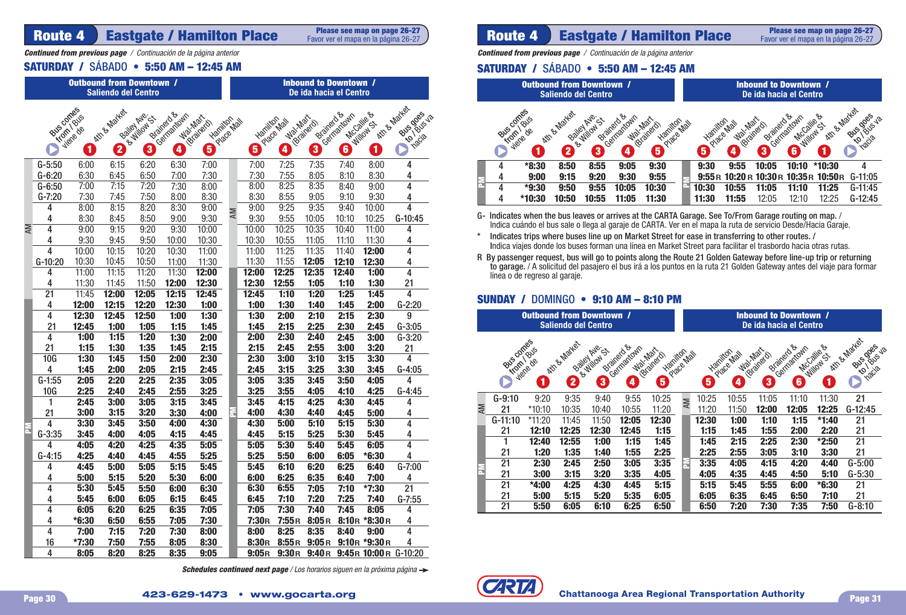# Route 4 Eastgate / Hamilton Place

Please see map on page 26-27 / Favor ver el mapa en la página 26-27

***Continued from previous page*** / *Continuación de la página anterior*

## SATURDAY / SÁBADO • 5:50 AM – 12:45 AM

| | Outbound from Downtown / Saliendo del Centro | | | | | | | Inbound to Downtown / De ida hacia el Centro | | | | | |
|---|---|---|---|---|---|---|---|---|---|---|---|---|---|
| | Bus comes from / Bus viene de | 1 4th & Market | 2 Bailey Ave. & Willow St | 3 Brainerd & Germantown | 4 Wal-Mart (Brainerd) | 5 Hamilton Place Mall | | 5 Hamilton Place Mall | 4 Wal-Mart (Brainerd) | 3 Brainerd & Germantown | 6 McCallie & Willow St | 1 4th & Market | Bus goes to / Bus va hacia |
| AM | G-5:50 | 6:00 | 6:15 | 6:20 | 6:30 | 7:00 | AM | 7:00 | 7:25 | 7:35 | 7:40 | 8:00 | 4 |
| AM | G-6:20 | 6:30 | 6:45 | 6:50 | 7:00 | 7:30 | AM | 7:30 | 7:55 | 8:05 | 8:10 | 8:30 | 4 |
| AM | G-6:50 | 7:00 | 7:15 | 7:20 | 7:30 | 8:00 | AM | 8:00 | 8:25 | 8:35 | 8:40 | 9:00 | 4 |
| AM | G-7:20 | 7:30 | 7:45 | 7:50 | 8:00 | 8:30 | AM | 8:30 | 8:55 | 9:05 | 9:10 | 9:30 | 4 |
| AM | 4 | 8:00 | 8:15 | 8:20 | 8:30 | 9:00 | AM | 9:00 | 9:25 | 9:35 | 9:40 | 10:00 | 4 |
| AM | 4 | 8:30 | 8:45 | 8:50 | 9:00 | 9:30 | AM | 9:30 | 9:55 | 10:05 | 10:10 | 10:25 | G-10:45 |
| AM | 4 | 9:00 | 9:15 | 9:20 | 9:30 | 10:00 | AM | 10:00 | 10:25 | 10:35 | 10:40 | 11:00 | 4 |
| AM | 4 | 9:30 | 9:45 | 9:50 | 10:00 | 10:30 | AM | 10:30 | 10:55 | 11:05 | 11:10 | 11:30 | 4 |
| AM | 4 | 10:00 | 10:15 | 10:20 | 10:30 | 11:00 | AM | 11:00 | 11:25 | 11:35 | 11:40 | **12:00** | 4 |
| AM | G-10:20 | 10:30 | 10:45 | 10:50 | 11:00 | 11:30 | AM | 11:30 | 11:55 | **12:05** | **12:10** | **12:30** | 4 |
| AM | 4 | 11:00 | 11:15 | 11:20 | 11:30 | **12:00** | PM | **12:00** | **12:25** | **12:35** | **12:40** | **1:00** | 4 |
| AM | 4 | 11:30 | 11:45 | 11:50 | **12:00** | **12:30** | PM | **12:30** | **12:55** | **1:05** | **1:10** | **1:30** | 21 |
| AM | 21 | 11:45 | **12:00** | **12:05** | **12:15** | **12:45** | PM | **12:45** | **1:10** | **1:20** | **1:25** | **1:45** | 4 |
| PM | 4 | **12:00** | **12:15** | **12:20** | **12:30** | **1:00** | PM | **1:00** | **1:30** | **1:40** | **1:45** | **2:00** | G-2:20 |
| PM | 4 | **12:30** | **12:45** | **12:50** | **1:00** | **1:30** | PM | **1:30** | **2:00** | **2:10** | **2:15** | **2:30** | 9 |
| PM | 21 | **12:45** | **1:00** | **1:05** | **1:15** | **1:45** | PM | **1:45** | **2:15** | **2:25** | **2:30** | **2:45** | G-3:05 |
| PM | 4 | **1:00** | **1:15** | **1:20** | **1:30** | **2:00** | PM | **2:00** | **2:30** | **2:40** | **2:45** | **3:00** | G-3:20 |
| PM | 21 | **1:15** | **1:30** | **1:35** | **1:45** | **2:15** | PM | **2:15** | **2:45** | **2:55** | **3:00** | **3:20** | 21 |
| PM | 10G | **1:30** | **1:45** | **1:50** | **2:00** | **2:30** | PM | **2:30** | **3:00** | **3:10** | **3:15** | **3:30** | 4 |
| PM | 4 | **1:45** | **2:00** | **2:05** | **2:15** | **2:45** | PM | **2:45** | **3:15** | **3:25** | **3:30** | **3:45** | G-4:05 |
| PM | G-1:55 | **2:05** | **2:20** | **2:25** | **2:35** | **3:05** | PM | **3:05** | **3:35** | **3:45** | **3:50** | **4:05** | 4 |
| PM | 10G | **2:25** | **2:40** | **2:45** | **2:55** | **3:25** | PM | **3:25** | **3:55** | **4:05** | **4:10** | **4:25** | G-4:45 |
| PM | 1 | **2:45** | **3:00** | **3:05** | **3:15** | **3:45** | PM | **3:45** | **4:15** | **4:25** | **4:30** | **4:45** | 4 |
| PM | 21 | **3:00** | **3:15** | **3:20** | **3:30** | **4:00** | PM | **4:00** | **4:30** | **4:40** | **4:45** | **5:00** | 4 |
| PM | 4 | **3:30** | **3:45** | **3:50** | **4:00** | **4:30** | PM | **4:30** | **5:00** | **5:10** | **5:15** | **5:30** | 4 |
| PM | G-3:35 | **3:45** | **4:00** | **4:05** | **4:15** | **4:45** | PM | **4:45** | **5:15** | **5:25** | **5:30** | **5:45** | 4 |
| PM | 4 | **4:05** | **4:20** | **4:25** | **4:35** | **5:05** | PM | **5:05** | **5:30** | **5:40** | **5:45** | **6:05** | 4 |
| PM | G-4:15 | **4:25** | **4:40** | **4:45** | **4:55** | **5:25** | PM | **5:25** | **5:50** | **6:00** | **6:05** | ***6:30** | 4 |
| PM | 4 | **4:45** | **5:00** | **5:05** | **5:15** | **5:45** | PM | **5:45** | **6:10** | **6:20** | **6:25** | **6:40** | G-7:00 |
| PM | 4 | **5:00** | **5:15** | **5:20** | **5:30** | **6:00** | PM | **6:00** | **6:25** | **6:35** | **6:40** | **7:00** | 4 |
| PM | 4 | **5:30** | **5:45** | **5:50** | **6:00** | **6:30** | PM | **6:30** | **6:55** | **7:05** | **7:10** | ***7:30** | 21 |
| PM | 4 | **5:45** | **6:00** | **6:05** | **6:15** | **6:45** | PM | **6:45** | **7:10** | **7:20** | **7:25** | **7:40** | G-7:55 |
| PM | 4 | **6:05** | **6:20** | **6:25** | **6:35** | **7:05** | PM | **7:05** | **7:30** | **7:40** | **7:45** | **8:05** | 4 |
| PM | 4 | ***6:30** | **6:50** | **6:55** | **7:05** | **7:30** | PM | **7:30R** | **7:55R** | **8:05R** | **8:10R** | ***8:30R** | 4 |
| PM | 4 | **7:00** | **7:15** | **7:20** | **7:30** | **8:00** | PM | **8:00** | **8:25** | **8:35** | **8:40** | **9:00** | 4 |
| PM | 16 | ***7:30** | **7:50** | **7:55** | **8:05** | **8:30** | PM | **8:30R** | **8:55R** | **9:05R** | **9:10R** | ***9:30R** | 4 |
| PM | 4 | **8:05** | **8:20** | **8:25** | **8:35** | **9:05** | PM | **9:05R** | **9:30R** | **9:40R** | **9:45R** | **10:00R** | G-10:20 |

***Schedules continued next page*** / *Los horarios siguen en la próxima página* →

## SATURDAY / SÁBADO • 5:50 AM – 12:45 AM

| | Outbound from Downtown / Saliendo del Centro | | | | | | | Inbound to Downtown / De ida hacia el Centro | | | | | |
|---|---|---|---|---|---|---|---|---|---|---|---|---|---|
| | Bus comes from / Bus viene de | 1 4th & Market | 2 Bailey Ave. & Willow St | 3 Brainerd & Germantown | 4 Wal-Mart (Brainerd) | 5 Hamilton Place Mall | | 5 Hamilton Place Mall | 4 Wal-Mart (Brainerd) | 3 Brainerd & Germantown | 6 McCallie & Willow St | 1 4th & Market | Bus goes to / Bus va hacia |
| PM | 4 | ***8:30** | **8:50** | **8:55** | **9:05** | **9:30** | PM | **9:30** | **9:55** | **10:05** | **10:10** | ***10:30** | 4 |
| PM | 4 | **9:00** | **9:15** | **9:20** | **9:30** | **9:55** | PM | **9:55R** | **10:20R** | **10:30R** | **10:35R** | **10:50R** | G-11:05 |
| PM | 4 | ***9:30** | **9:50** | **9:55** | **10:05** | **10:30** | PM | **10:30** | **10:55** | **11:05** | **11:10** | **11:25** | G-11:45 |
| PM | 4 | ***10:30** | **10:50** | **10:55** | **11:05** | **11:30** | PM | **11:30** | **11:55** | 12:05 | 12:10 | 12:25 | G-12:45 |

G- Indicates when the bus leaves or arrives at the CARTA Garage. See To/From Garage routing on map. / Indica cuándo el bus sale o llega al garaje de CARTA. Ver en el mapa la ruta de servicio Desde/Hacia Garaje.

\* Indicates trips where buses line up on Market Street for ease in transferring to other routes. / Indica viajes donde los buses forman una línea en Market Street para facilitar el trasbordo hacia otras rutas.

R By passenger request, bus will go to points along the Route 21 Golden Gateway before line-up trip or returning to garage. / A solicitud del pasajero el bus irá a los puntos en la ruta 21 Golden Gateway antes del viaje para formar línea o de regreso al garaje.

## SUNDAY / DOMINGO • 9:10 AM – 8:10 PM

| | Outbound from Downtown / Saliendo del Centro | | | | | | | Inbound to Downtown / De ida hacia el Centro | | | | | |
|---|---|---|---|---|---|---|---|---|---|---|---|---|---|
| | Bus comes from / Bus viene de | 1 4th & Market | 2 Bailey Ave. & Willow St | 3 Brainerd & Germantown | 4 Wal-Mart (Brainerd) | 5 Hamilton Place Mall | | 5 Hamilton Place Mall | 4 Wal-Mart (Brainerd) | 3 Brainerd & Germantown | 6 McCallie & Willow St | 1 4th & Market | Bus goes to / Bus va hacia |
| AM | G-9:10 | 9:20 | 9:35 | 9:40 | 9:55 | 10:25 | AM | 10:25 | 10:55 | 11:05 | 11:10 | 11:30 | 21 |
| AM | 21 | *10:10 | 10:35 | 10:40 | 10:55 | 11:20 | AM | 11:20 | 11:50 | **12:00** | **12:05** | **12:25** | G-12:45 |
| PM | G-11:10 | *11:20 | 11:45 | 11:50 | **12:05** | **12:30** | PM | **12:30** | **1:00** | **1:10** | **1:15** | ***1:40** | 21 |
| PM | 21 | **12:10** | **12:25** | **12:30** | **12:45** | **1:15** | PM | **1:15** | **1:45** | **1:55** | **2:00** | **2:20** | 21 |
| PM | 1 | **12:40** | **12:55** | **1:00** | **1:15** | **1:45** | PM | **1:45** | **2:15** | **2:25** | **2:30** | ***2:50** | 21 |
| PM | 21 | **1:20** | **1:35** | **1:40** | **1:55** | **2:25** | PM | **2:25** | **2:55** | **3:05** | **3:10** | **3:30** | 21 |
| PM | 21 | **2:30** | **2:45** | **2:50** | **3:05** | **3:35** | PM | **3:35** | **4:05** | **4:15** | **4:20** | **4:40** | G-5:00 |
| PM | 21 | **3:00** | **3:15** | **3:20** | **3:35** | **4:05** | PM | **4:05** | **4:35** | **4:45** | **4:50** | **5:10** | G-5:30 |
| PM | 21 | ***4:00** | **4:25** | **4:30** | **4:45** | **5:15** | PM | **5:15** | **5:45** | **5:55** | **6:00** | ***6:30** | 21 |
| PM | 21 | **5:00** | **5:15** | **5:20** | **5:35** | **6:05** | PM | **6:05** | **6:35** | **6:45** | **6:50** | **7:10** | 21 |
| PM | 21 | **5:50** | **6:05** | **6:10** | **6:25** | **6:50** | PM | **6:50** | **7:20** | **7:30** | **7:35** | **7:50** | G-8:10 |

423-629-1473 • www.gocarta.org

CARTA — Chattanooga Area Regional Transportation Authority